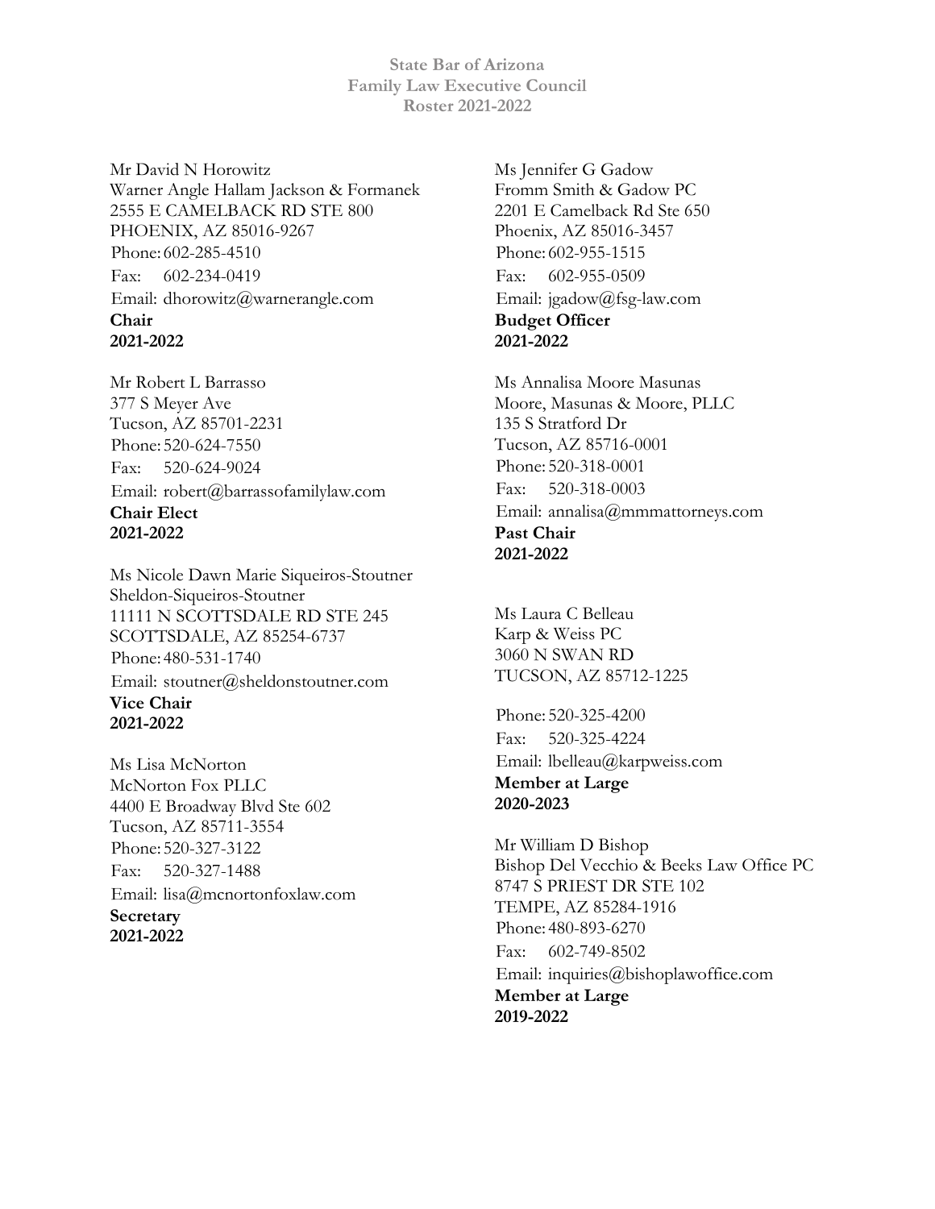# State Bar of Arizona
## Family Law Executive Council
## Roster 2021-2022

Mr David N Horowitz
Warner Angle Hallam Jackson & Formanek
2555 E CAMELBACK RD STE 800
PHOENIX, AZ 85016-9267
Phone: 602-285-4510
Fax: 602-234-0419
Email: dhorowitz@warnerangle.com
**Chair**
**2021-2022**

Mr Robert L Barrasso
377 S Meyer Ave
Tucson, AZ 85701-2231
Phone: 520-624-7550
Fax: 520-624-9024
Email: robert@barrassofamilylaw.com
**Chair Elect**
**2021-2022**

Ms Nicole Dawn Marie Siqueiros-Stoutner
Sheldon-Siqueiros-Stoutner
11111 N SCOTTSDALE RD STE 245
SCOTTSDALE, AZ 85254-6737
Phone: 480-531-1740
Email: stoutner@sheldonstoutner.com
**Vice Chair**
**2021-2022**

Ms Lisa McNorton
McNorton Fox PLLC
4400 E Broadway Blvd Ste 602
Tucson, AZ 85711-3554
Phone: 520-327-3122
Fax: 520-327-1488
Email: lisa@mcnortonfoxlaw.com
**Secretary**
**2021-2022**

Ms Jennifer G Gadow
Fromm Smith & Gadow PC
2201 E Camelback Rd Ste 650
Phoenix, AZ 85016-3457
Phone: 602-955-1515
Fax: 602-955-0509
Email: jgadow@fsg-law.com
**Budget Officer**
**2021-2022**

Ms Annalisa Moore Masunas
Moore, Masunas & Moore, PLLC
135 S Stratford Dr
Tucson, AZ 85716-0001
Phone: 520-318-0001
Fax: 520-318-0003
Email: annalisa@mmmattorneys.com
**Past Chair**
**2021-2022**

Ms Laura C Belleau
Karp & Weiss PC
3060 N SWAN RD
TUCSON, AZ 85712-1225
Phone: 520-325-4200
Fax: 520-325-4224
Email: lbelleau@karpweiss.com
**Member at Large**
**2020-2023**

Mr William D Bishop
Bishop Del Vecchio & Beeks Law Office PC
8747 S PRIEST DR STE 102
TEMPE, AZ 85284-1916
Phone: 480-893-6270
Fax: 602-749-8502
Email: inquiries@bishoplawoffice.com
**Member at Large**
**2019-2022**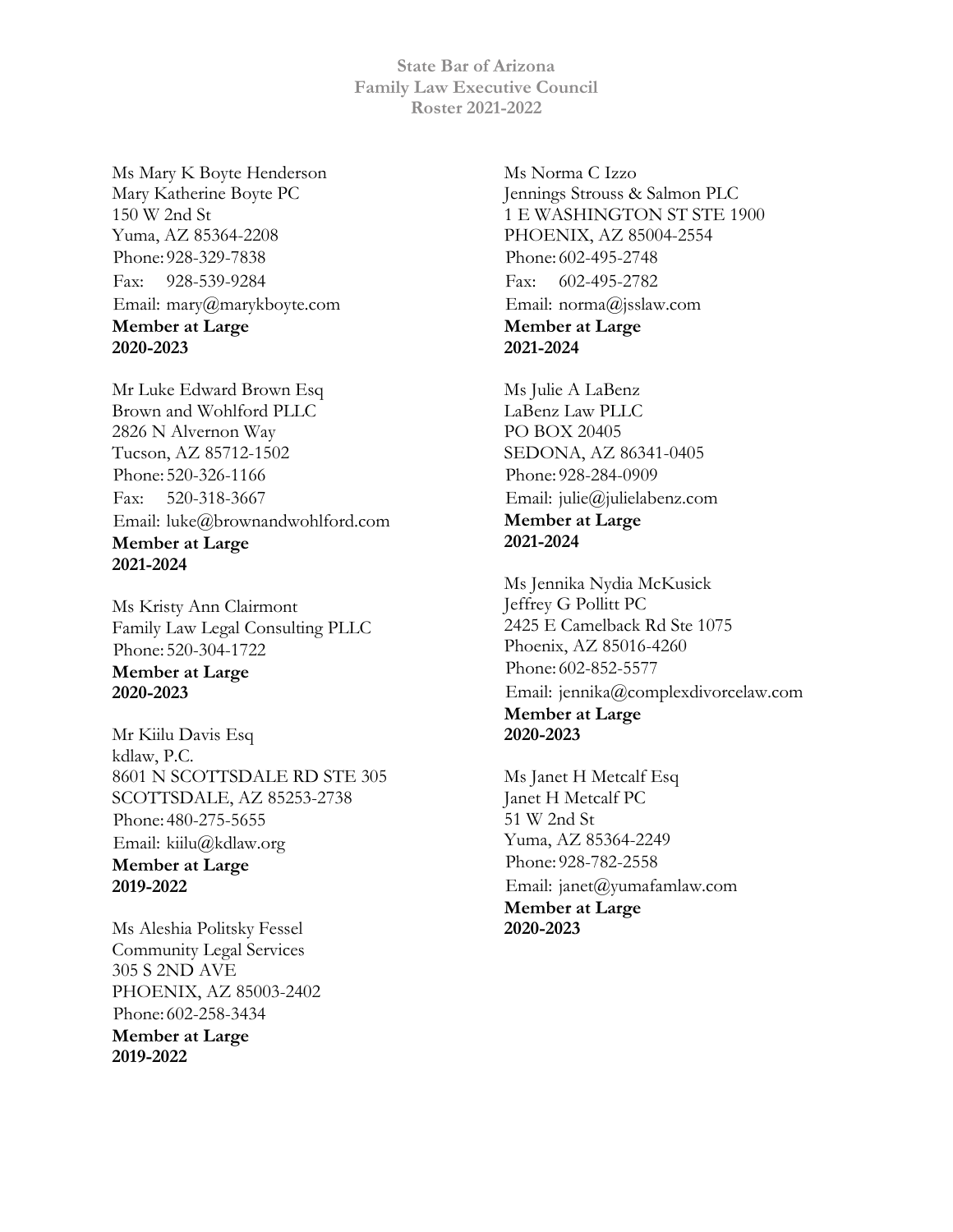**State Bar of Arizona**
**Family Law Executive Council**
**Roster 2021-2022**

Ms Mary K Boyte Henderson
Mary Katherine Boyte PC
150 W 2nd St
Yuma, AZ 85364-2208
Phone: 928-329-7838
Fax: 928-539-9284
Email: mary@marykboyte.com
**Member at Large**
**2020-2023**

Mr Luke Edward Brown Esq
Brown and Wohlford PLLC
2826 N Alvernon Way
Tucson, AZ 85712-1502
Phone: 520-326-1166
Fax: 520-318-3667
Email: luke@brownandwohlford.com
**Member at Large**
**2021-2024**

Ms Kristy Ann Clairmont
Family Law Legal Consulting PLLC
Phone: 520-304-1722
**Member at Large**
**2020-2023**

Mr Kiilu Davis Esq
kdlaw, P.C.
8601 N SCOTTSDALE RD STE 305
SCOTTSDALE, AZ 85253-2738
Phone: 480-275-5655
Email: kiilu@kdlaw.org
**Member at Large**
**2019-2022**

Ms Aleshia Politsky Fessel
Community Legal Services
305 S 2ND AVE
PHOENIX, AZ 85003-2402
Phone: 602-258-3434
**Member at Large**
**2019-2022**

Ms Norma C Izzo
Jennings Strouss & Salmon PLC
1 E WASHINGTON ST STE 1900
PHOENIX, AZ 85004-2554
Phone: 602-495-2748
Fax: 602-495-2782
Email: norma@jsslaw.com
**Member at Large**
**2021-2024**

Ms Julie A LaBenz
LaBenz Law PLLC
PO BOX 20405
SEDONA, AZ 86341-0405
Phone: 928-284-0909
Email: julie@julielabenz.com
**Member at Large**
**2021-2024**

Ms Jennika Nydia McKusick
Jeffrey G Pollitt PC
2425 E Camelback Rd Ste 1075
Phoenix, AZ 85016-4260
Phone: 602-852-5577
Email: jennika@complexdivorcelaw.com
**Member at Large**
**2020-2023**

Ms Janet H Metcalf Esq
Janet H Metcalf PC
51 W 2nd St
Yuma, AZ 85364-2249
Phone: 928-782-2558
Email: janet@yumafamlaw.com
**Member at Large**
**2020-2023**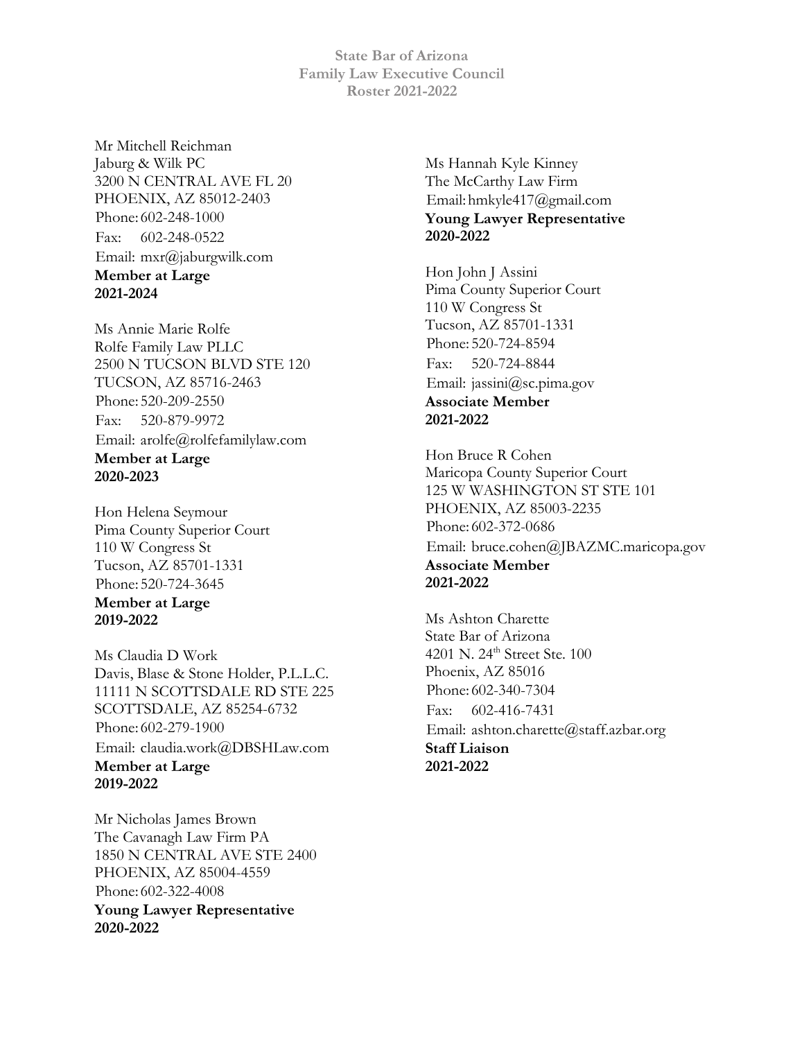**State Bar of Arizona**
**Family Law Executive Council**
**Roster 2021-2022**

Mr Mitchell Reichman
Jaburg & Wilk PC
3200 N CENTRAL AVE FL 20
PHOENIX, AZ 85012-2403
Phone: 602-248-1000
Fax: 602-248-0522
Email: mxr@jaburgwilk.com
**Member at Large**
**2021-2024**

Ms Annie Marie Rolfe
Rolfe Family Law PLLC
2500 N TUCSON BLVD STE 120
TUCSON, AZ 85716-2463
Phone: 520-209-2550
Fax: 520-879-9972
Email: arolfe@rolfefamilylaw.com
**Member at Large**
**2020-2023**

Hon Helena Seymour
Pima County Superior Court
110 W Congress St
Tucson, AZ 85701-1331
Phone: 520-724-3645
**Member at Large**
**2019-2022**

Ms Claudia D Work
Davis, Blase & Stone Holder, P.L.L.C.
11111 N SCOTTSDALE RD STE 225
SCOTTSDALE, AZ 85254-6732
Phone: 602-279-1900
Email: claudia.work@DBSHLaw.com
**Member at Large**
**2019-2022**

Mr Nicholas James Brown
The Cavanagh Law Firm PA
1850 N CENTRAL AVE STE 2400
PHOENIX, AZ 85004-4559
Phone: 602-322-4008
**Young Lawyer Representative**
**2020-2022**

Ms Hannah Kyle Kinney
The McCarthy Law Firm
Email: hmkyle417@gmail.com
**Young Lawyer Representative**
**2020-2022**

Hon John J Assini
Pima County Superior Court
110 W Congress St
Tucson, AZ 85701-1331
Phone: 520-724-8594
Fax: 520-724-8844
Email: jassini@sc.pima.gov
**Associate Member**
**2021-2022**

Hon Bruce R Cohen
Maricopa County Superior Court
125 W WASHINGTON ST STE 101
PHOENIX, AZ 85003-2235
Phone: 602-372-0686
Email: bruce.cohen@JBAZMC.maricopa.gov
**Associate Member**
**2021-2022**

Ms Ashton Charette
State Bar of Arizona
4201 N. 24th Street Ste. 100
Phoenix, AZ 85016
Phone: 602-340-7304
Fax: 602-416-7431
Email: ashton.charette@staff.azbar.org
**Staff Liaison**
**2021-2022**